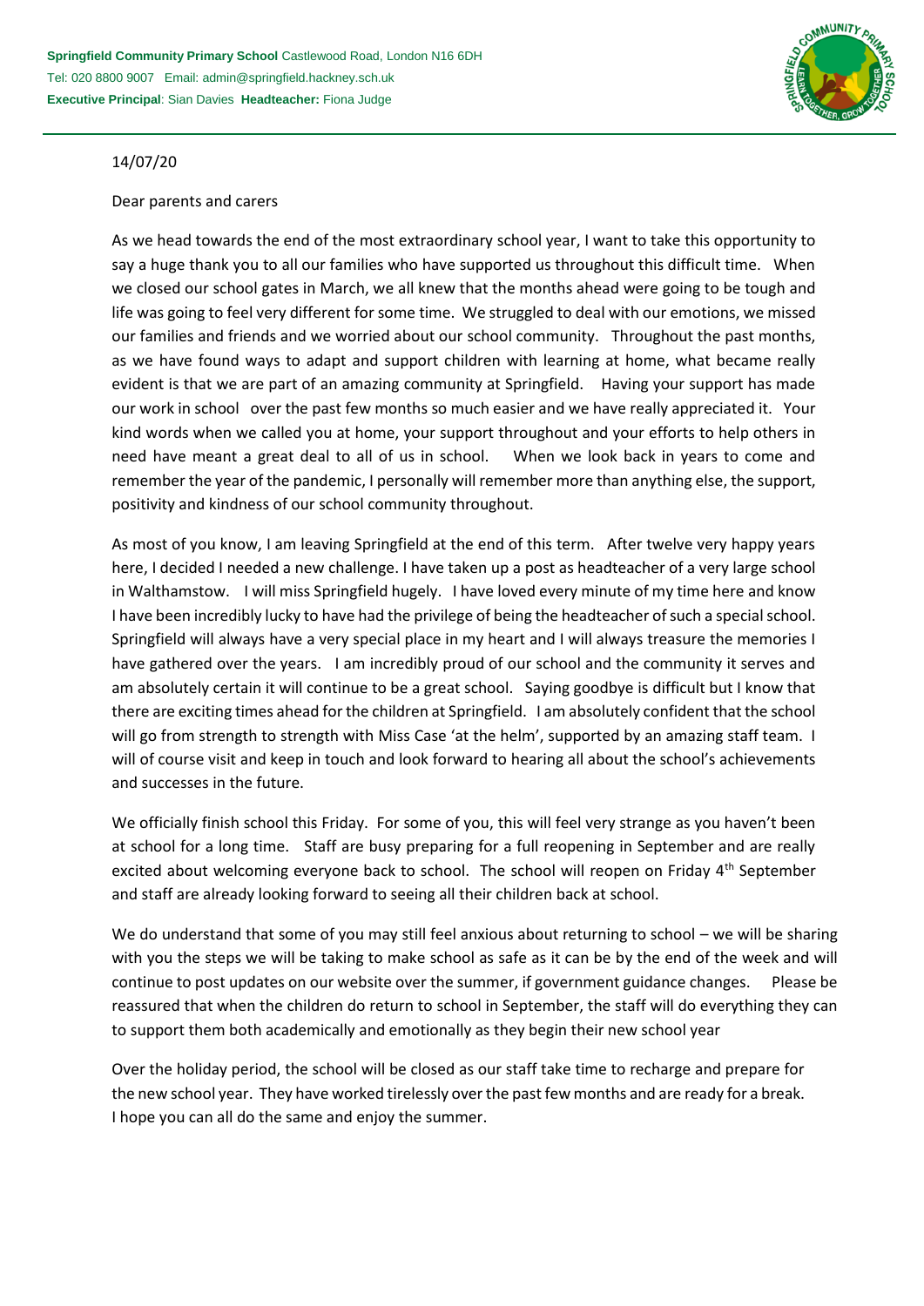**Springfield Community Primary School** Castlewood Road, London N16 6DH
Tel: 020 8800 9007 Email: admin@springfield.hackney.sch.uk
**Executive Principal**: Sian Davies **Headteacher:** Fiona Judge

14/07/20

Dear parents and carers

As we head towards the end of the most extraordinary school year, I want to take this opportunity to say a huge thank you to all our families who have supported us throughout this difficult time. When we closed our school gates in March, we all knew that the months ahead were going to be tough and life was going to feel very different for some time. We struggled to deal with our emotions, we missed our families and friends and we worried about our school community. Throughout the past months, as we have found ways to adapt and support children with learning at home, what became really evident is that we are part of an amazing community at Springfield. Having your support has made our work in school over the past few months so much easier and we have really appreciated it. Your kind words when we called you at home, your support throughout and your efforts to help others in need have meant a great deal to all of us in school. When we look back in years to come and remember the year of the pandemic, I personally will remember more than anything else, the support, positivity and kindness of our school community throughout.

As most of you know, I am leaving Springfield at the end of this term. After twelve very happy years here, I decided I needed a new challenge. I have taken up a post as headteacher of a very large school in Walthamstow. I will miss Springfield hugely. I have loved every minute of my time here and know I have been incredibly lucky to have had the privilege of being the headteacher of such a special school. Springfield will always have a very special place in my heart and I will always treasure the memories I have gathered over the years. I am incredibly proud of our school and the community it serves and am absolutely certain it will continue to be a great school. Saying goodbye is difficult but I know that there are exciting times ahead for the children at Springfield. I am absolutely confident that the school will go from strength to strength with Miss Case 'at the helm', supported by an amazing staff team. I will of course visit and keep in touch and look forward to hearing all about the school's achievements and successes in the future.

We officially finish school this Friday. For some of you, this will feel very strange as you haven't been at school for a long time. Staff are busy preparing for a full reopening in September and are really excited about welcoming everyone back to school. The school will reopen on Friday 4th September and staff are already looking forward to seeing all their children back at school.

We do understand that some of you may still feel anxious about returning to school – we will be sharing with you the steps we will be taking to make school as safe as it can be by the end of the week and will continue to post updates on our website over the summer, if government guidance changes. Please be reassured that when the children do return to school in September, the staff will do everything they can to support them both academically and emotionally as they begin their new school year

Over the holiday period, the school will be closed as our staff take time to recharge and prepare for the new school year. They have worked tirelessly over the past few months and are ready for a break. I hope you can all do the same and enjoy the summer.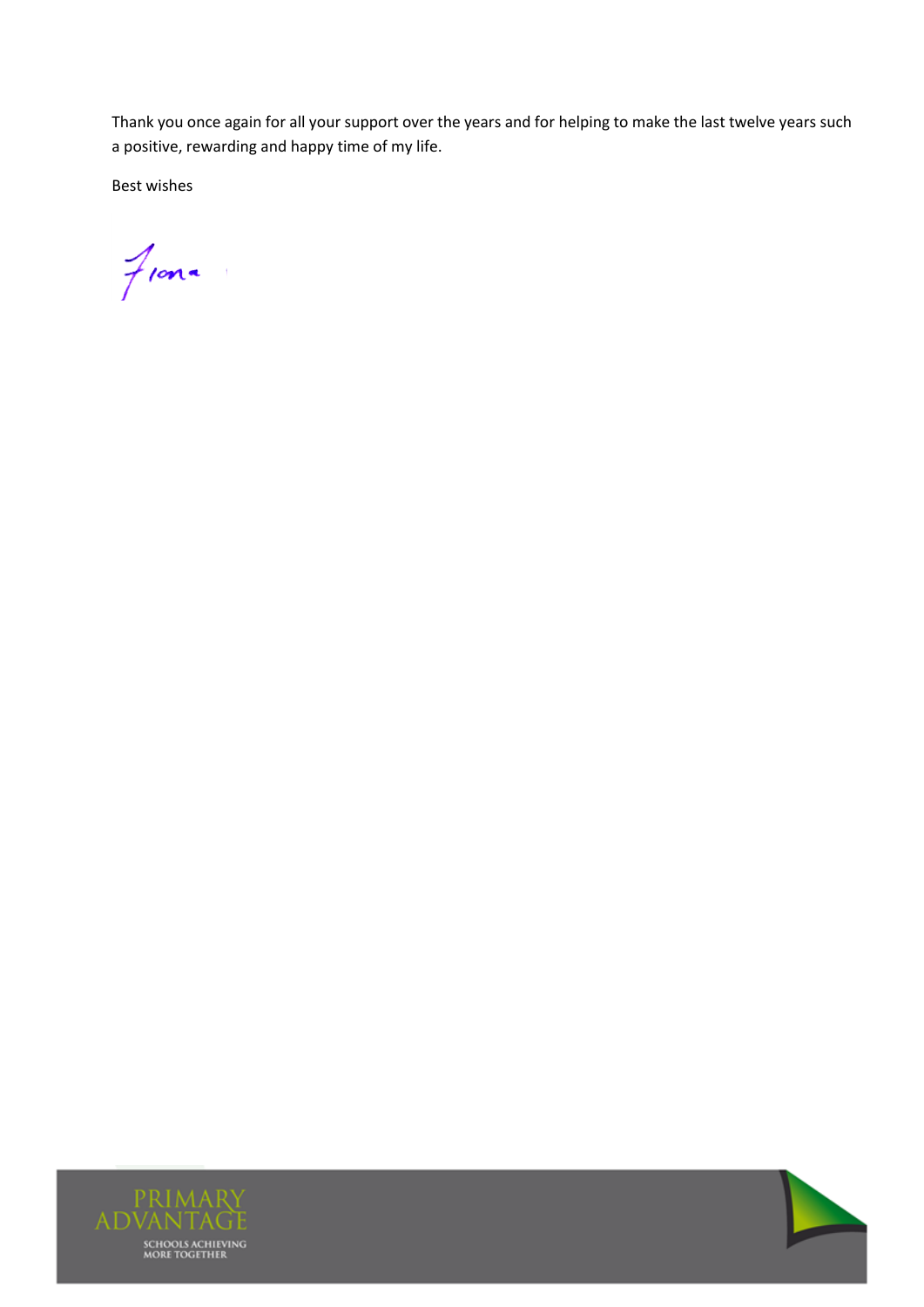Thank you once again for all your support over the years and for helping to make the last twelve years such a positive, rewarding and happy time of my life.

Best wishes

Fiona